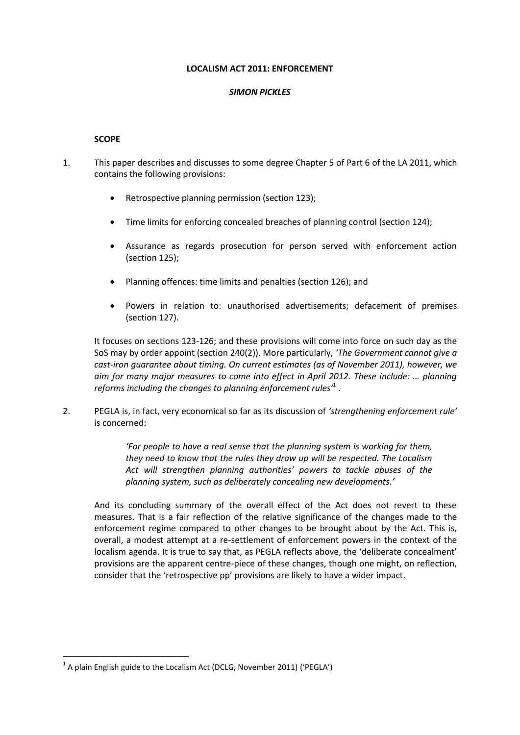# LOCALISM ACT 2011: ENFORCEMENT

***SIMON PICKLES***

## SCOPE

1. This paper describes and discusses to some degree Chapter 5 of Part 6 of the LA 2011, which contains the following provisions:

   - Retrospective planning permission (section 123);
   - Time limits for enforcing concealed breaches of planning control (section 124);
   - Assurance as regards prosecution for person served with enforcement action (section 125);
   - Planning offences: time limits and penalties (section 126); and
   - Powers in relation to: unauthorised advertisements; defacement of premises (section 127).

   It focuses on sections 123-126; and these provisions will come into force on such day as the SoS may by order appoint (section 240(2)). More particularly, *'The Government cannot give a cast-iron guarantee about timing. On current estimates (as of November 2011), however, we aim for many major measures to come into effect in April 2012. These include: … planning reforms including the changes to planning enforcement rules'*[1] .

2. PEGLA is, in fact, very economical so far as its discussion of *'strengthening enforcement rule'* is concerned:

   > *'For people to have a real sense that the planning system is working for them, they need to know that the rules they draw up will be respected. The Localism Act will strengthen planning authorities' powers to tackle abuses of the planning system, such as deliberately concealing new developments.'*

   And its concluding summary of the overall effect of the Act does not revert to these measures. That is a fair reflection of the relative significance of the changes made to the enforcement regime compared to other changes to be brought about by the Act. This is, overall, a modest attempt at a re-settlement of enforcement powers in the context of the localism agenda. It is true to say that, as PEGLA reflects above, the 'deliberate concealment' provisions are the apparent centre-piece of these changes, though one might, on reflection, consider that the 'retrospective pp' provisions are likely to have a wider impact.

---

[1] A plain English guide to the Localism Act (DCLG, November 2011) ('PEGLA')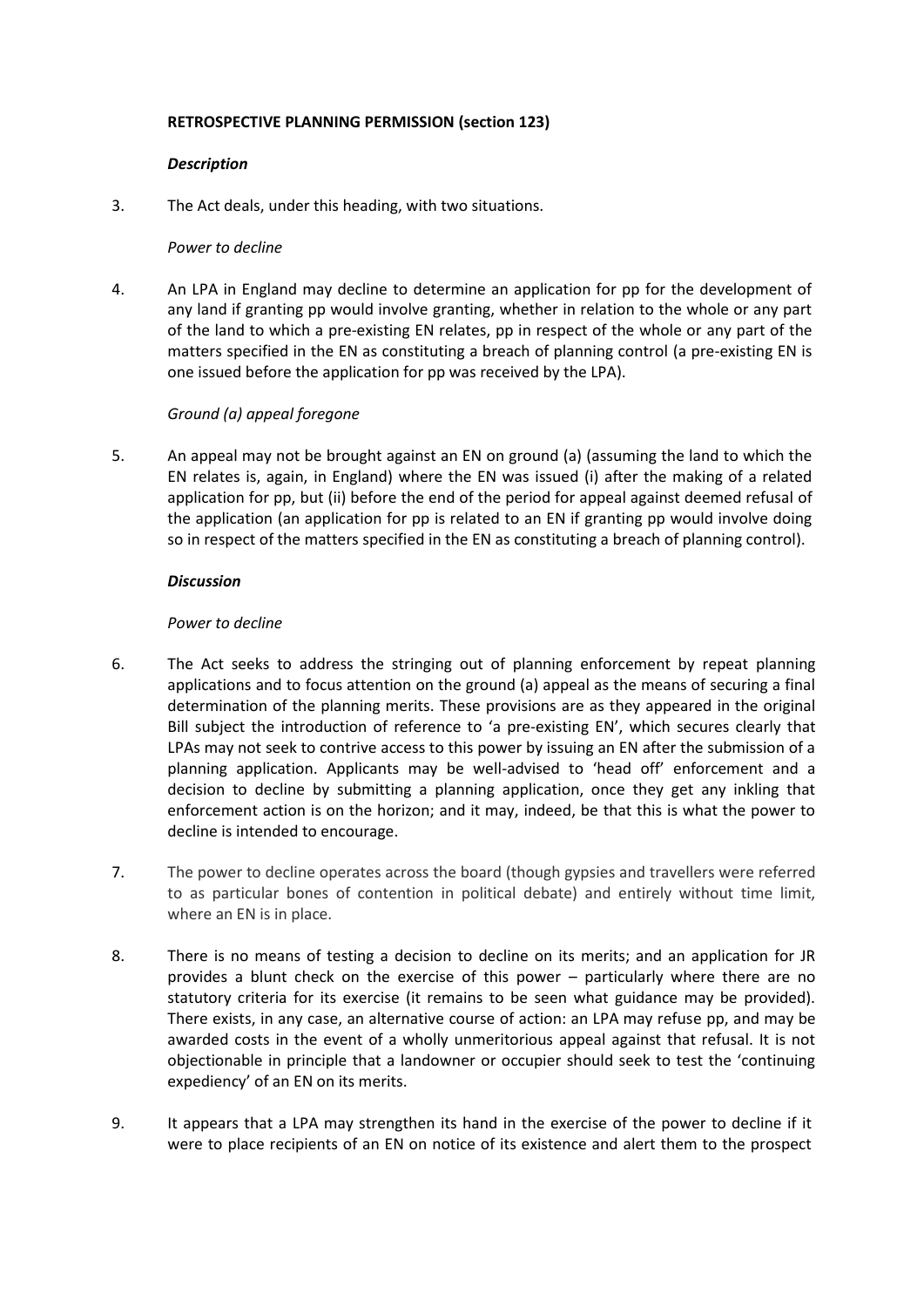**RETROSPECTIVE PLANNING PERMISSION (section 123)**

***Description***

3. The Act deals, under this heading, with two situations.

*Power to decline*

4. An LPA in England may decline to determine an application for pp for the development of any land if granting pp would involve granting, whether in relation to the whole or any part of the land to which a pre-existing EN relates, pp in respect of the whole or any part of the matters specified in the EN as constituting a breach of planning control (a pre-existing EN is one issued before the application for pp was received by the LPA).

*Ground (a) appeal foregone*

5. An appeal may not be brought against an EN on ground (a) (assuming the land to which the EN relates is, again, in England) where the EN was issued (i) after the making of a related application for pp, but (ii) before the end of the period for appeal against deemed refusal of the application (an application for pp is related to an EN if granting pp would involve doing so in respect of the matters specified in the EN as constituting a breach of planning control).

***Discussion***

*Power to decline*

6. The Act seeks to address the stringing out of planning enforcement by repeat planning applications and to focus attention on the ground (a) appeal as the means of securing a final determination of the planning merits. These provisions are as they appeared in the original Bill subject the introduction of reference to 'a pre-existing EN', which secures clearly that LPAs may not seek to contrive access to this power by issuing an EN after the submission of a planning application. Applicants may be well-advised to 'head off' enforcement and a decision to decline by submitting a planning application, once they get any inkling that enforcement action is on the horizon; and it may, indeed, be that this is what the power to decline is intended to encourage.

7. The power to decline operates across the board (though gypsies and travellers were referred to as particular bones of contention in political debate) and entirely without time limit, where an EN is in place.

8. There is no means of testing a decision to decline on its merits; and an application for JR provides a blunt check on the exercise of this power – particularly where there are no statutory criteria for its exercise (it remains to be seen what guidance may be provided). There exists, in any case, an alternative course of action: an LPA may refuse pp, and may be awarded costs in the event of a wholly unmeritorious appeal against that refusal. It is not objectionable in principle that a landowner or occupier should seek to test the 'continuing expediency' of an EN on its merits.

9. It appears that a LPA may strengthen its hand in the exercise of the power to decline if it were to place recipients of an EN on notice of its existence and alert them to the prospect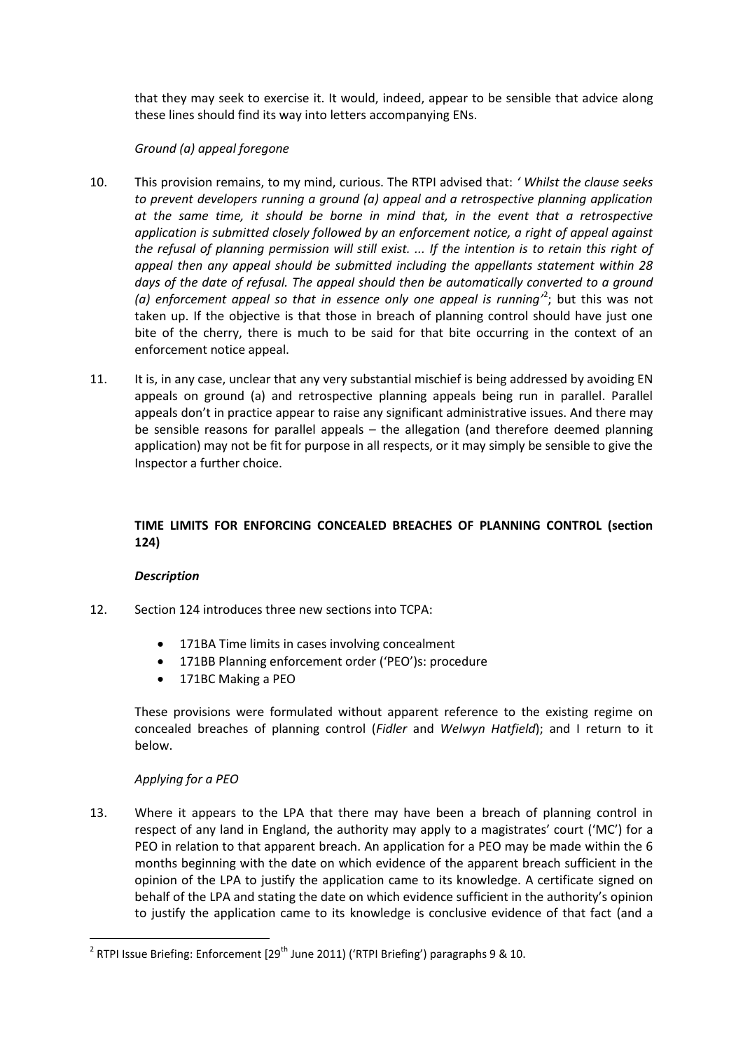that they may seek to exercise it. It would, indeed, appear to be sensible that advice along these lines should find its way into letters accompanying ENs.

*Ground (a) appeal foregone*

10. This provision remains, to my mind, curious. The RTPI advised that: *' Whilst the clause seeks to prevent developers running a ground (a) appeal and a retrospective planning application at the same time, it should be borne in mind that, in the event that a retrospective application is submitted closely followed by an enforcement notice, a right of appeal against the refusal of planning permission will still exist. ... If the intention is to retain this right of appeal then any appeal should be submitted including the appellants statement within 28 days of the date of refusal. The appeal should then be automatically converted to a ground (a) enforcement appeal so that in essence only one appeal is running'*[2]; but this was not taken up. If the objective is that those in breach of planning control should have just one bite of the cherry, there is much to be said for that bite occurring in the context of an enforcement notice appeal.

11. It is, in any case, unclear that any very substantial mischief is being addressed by avoiding EN appeals on ground (a) and retrospective planning appeals being run in parallel. Parallel appeals don't in practice appear to raise any significant administrative issues. And there may be sensible reasons for parallel appeals – the allegation (and therefore deemed planning application) may not be fit for purpose in all respects, or it may simply be sensible to give the Inspector a further choice.

**TIME LIMITS FOR ENFORCING CONCEALED BREACHES OF PLANNING CONTROL (section 124)**

***Description***

12. Section 124 introduces three new sections into TCPA:

- 171BA Time limits in cases involving concealment
- 171BB Planning enforcement order ('PEO')s: procedure
- 171BC Making a PEO

These provisions were formulated without apparent reference to the existing regime on concealed breaches of planning control (*Fidler* and *Welwyn Hatfield*); and I return to it below.

*Applying for a PEO*

13. Where it appears to the LPA that there may have been a breach of planning control in respect of any land in England, the authority may apply to a magistrates' court ('MC') for a PEO in relation to that apparent breach. An application for a PEO may be made within the 6 months beginning with the date on which evidence of the apparent breach sufficient in the opinion of the LPA to justify the application came to its knowledge. A certificate signed on behalf of the LPA and stating the date on which evidence sufficient in the authority's opinion to justify the application came to its knowledge is conclusive evidence of that fact (and a

[2] RTPI Issue Briefing: Enforcement [29th June 2011) ('RTPI Briefing') paragraphs 9 & 10.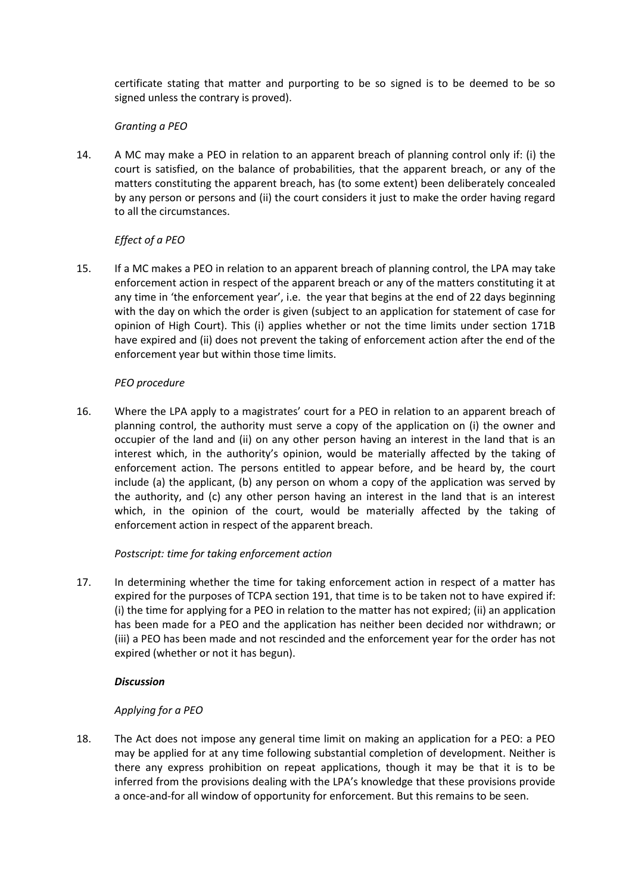certificate stating that matter and purporting to be so signed is to be deemed to be so signed unless the contrary is proved).

*Granting a PEO*

14. A MC may make a PEO in relation to an apparent breach of planning control only if: (i) the court is satisfied, on the balance of probabilities, that the apparent breach, or any of the matters constituting the apparent breach, has (to some extent) been deliberately concealed by any person or persons and (ii) the court considers it just to make the order having regard to all the circumstances.

*Effect of a PEO*

15. If a MC makes a PEO in relation to an apparent breach of planning control, the LPA may take enforcement action in respect of the apparent breach or any of the matters constituting it at any time in 'the enforcement year', i.e. the year that begins at the end of 22 days beginning with the day on which the order is given (subject to an application for statement of case for opinion of High Court). This (i) applies whether or not the time limits under section 171B have expired and (ii) does not prevent the taking of enforcement action after the end of the enforcement year but within those time limits.

*PEO procedure*

16. Where the LPA apply to a magistrates' court for a PEO in relation to an apparent breach of planning control, the authority must serve a copy of the application on (i) the owner and occupier of the land and (ii) on any other person having an interest in the land that is an interest which, in the authority's opinion, would be materially affected by the taking of enforcement action. The persons entitled to appear before, and be heard by, the court include (a) the applicant, (b) any person on whom a copy of the application was served by the authority, and (c) any other person having an interest in the land that is an interest which, in the opinion of the court, would be materially affected by the taking of enforcement action in respect of the apparent breach.

*Postscript: time for taking enforcement action*

17. In determining whether the time for taking enforcement action in respect of a matter has expired for the purposes of TCPA section 191, that time is to be taken not to have expired if: (i) the time for applying for a PEO in relation to the matter has not expired; (ii) an application has been made for a PEO and the application has neither been decided nor withdrawn; or (iii) a PEO has been made and not rescinded and the enforcement year for the order has not expired (whether or not it has begun).

***Discussion***

*Applying for a PEO*

18. The Act does not impose any general time limit on making an application for a PEO: a PEO may be applied for at any time following substantial completion of development. Neither is there any express prohibition on repeat applications, though it may be that it is to be inferred from the provisions dealing with the LPA's knowledge that these provisions provide a once-and-for all window of opportunity for enforcement. But this remains to be seen.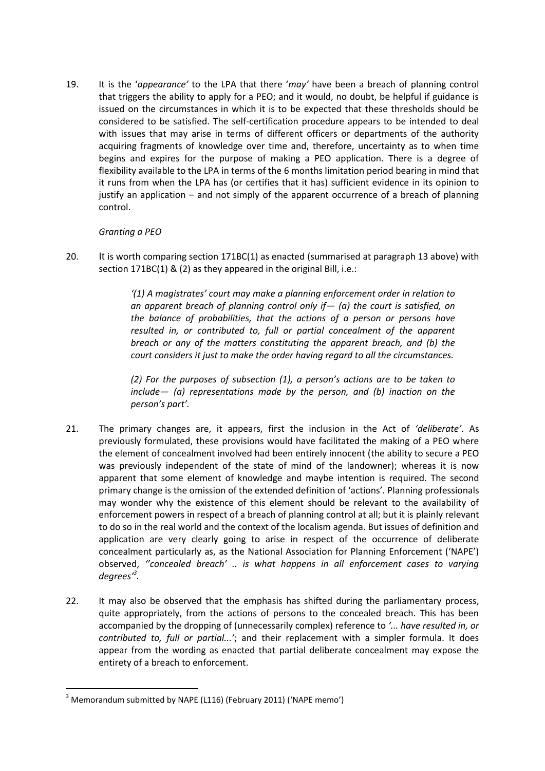19. It is the '*appearance'* to the LPA that there '*may*' have been a breach of planning control that triggers the ability to apply for a PEO; and it would, no doubt, be helpful if guidance is issued on the circumstances in which it is to be expected that these thresholds should be considered to be satisfied. The self-certification procedure appears to be intended to deal with issues that may arise in terms of different officers or departments of the authority acquiring fragments of knowledge over time and, therefore, uncertainty as to when time begins and expires for the purpose of making a PEO application. There is a degree of flexibility available to the LPA in terms of the 6 months limitation period bearing in mind that it runs from when the LPA has (or certifies that it has) sufficient evidence in its opinion to justify an application – and not simply of the apparent occurrence of a breach of planning control.

*Granting a PEO*

20. It is worth comparing section 171BC(1) as enacted (summarised at paragraph 13 above) with section 171BC(1) & (2) as they appeared in the original Bill, i.e.:

> *'(1) A magistrates' court may make a planning enforcement order in relation to an apparent breach of planning control only if— (a) the court is satisfied, on the balance of probabilities, that the actions of a person or persons have resulted in, or contributed to, full or partial concealment of the apparent breach or any of the matters constituting the apparent breach, and (b) the court considers it just to make the order having regard to all the circumstances.*
>
> *(2) For the purposes of subsection (1), a person's actions are to be taken to include— (a) representations made by the person, and (b) inaction on the person's part'.*

21. The primary changes are, it appears, first the inclusion in the Act of *'deliberate'*. As previously formulated, these provisions would have facilitated the making of a PEO where the element of concealment involved had been entirely innocent (the ability to secure a PEO was previously independent of the state of mind of the landowner); whereas it is now apparent that some element of knowledge and maybe intention is required. The second primary change is the omission of the extended definition of 'actions'. Planning professionals may wonder why the existence of this element should be relevant to the availability of enforcement powers in respect of a breach of planning control at all; but it is plainly relevant to do so in the real world and the context of the localism agenda. But issues of definition and application are very clearly going to arise in respect of the occurrence of deliberate concealment particularly as, as the National Association for Planning Enforcement ('NAPE') observed, *''concealed breach' .. is what happens in all enforcement cases to varying degrees'*[3].

22. It may also be observed that the emphasis has shifted during the parliamentary process, quite appropriately, from the actions of persons to the concealed breach. This has been accompanied by the dropping of (unnecessarily complex) reference to *'... have resulted in, or contributed to, full or partial...'*; and their replacement with a simpler formula. It does appear from the wording as enacted that partial deliberate concealment may expose the entirety of a breach to enforcement.

[3] Memorandum submitted by NAPE (L116) (February 2011) ('NAPE memo')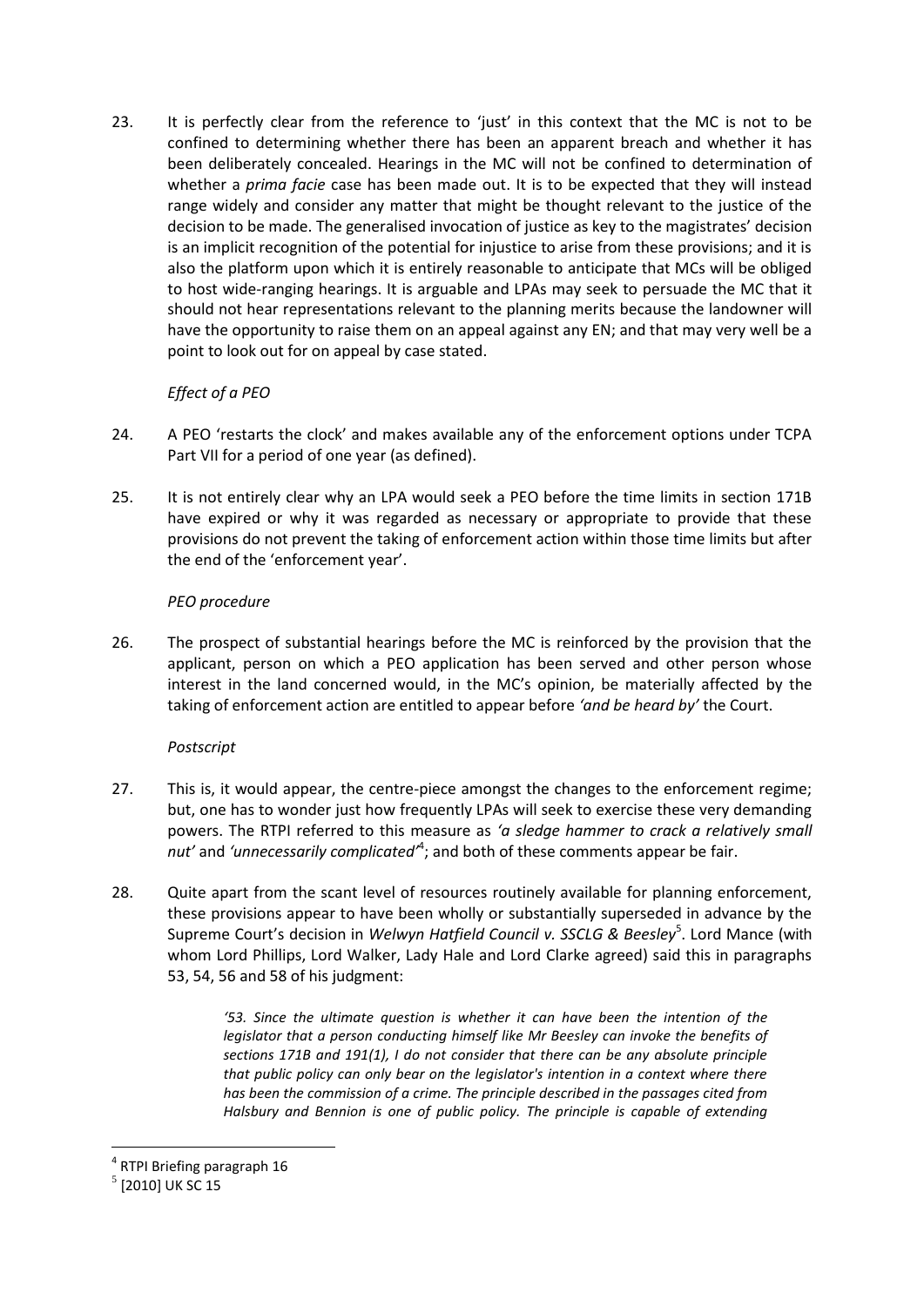23. It is perfectly clear from the reference to 'just' in this context that the MC is not to be confined to determining whether there has been an apparent breach and whether it has been deliberately concealed. Hearings in the MC will not be confined to determination of whether a *prima facie* case has been made out. It is to be expected that they will instead range widely and consider any matter that might be thought relevant to the justice of the decision to be made. The generalised invocation of justice as key to the magistrates' decision is an implicit recognition of the potential for injustice to arise from these provisions; and it is also the platform upon which it is entirely reasonable to anticipate that MCs will be obliged to host wide-ranging hearings. It is arguable and LPAs may seek to persuade the MC that it should not hear representations relevant to the planning merits because the landowner will have the opportunity to raise them on an appeal against any EN; and that may very well be a point to look out for on appeal by case stated.

*Effect of a PEO*

24. A PEO 'restarts the clock' and makes available any of the enforcement options under TCPA Part VII for a period of one year (as defined).

25. It is not entirely clear why an LPA would seek a PEO before the time limits in section 171B have expired or why it was regarded as necessary or appropriate to provide that these provisions do not prevent the taking of enforcement action within those time limits but after the end of the 'enforcement year'.

*PEO procedure*

26. The prospect of substantial hearings before the MC is reinforced by the provision that the applicant, person on which a PEO application has been served and other person whose interest in the land concerned would, in the MC's opinion, be materially affected by the taking of enforcement action are entitled to appear before *'and be heard by'* the Court.

*Postscript*

27. This is, it would appear, the centre-piece amongst the changes to the enforcement regime; but, one has to wonder just how frequently LPAs will seek to exercise these very demanding powers. The RTPI referred to this measure as *'a sledge hammer to crack a relatively small nut'* and *'unnecessarily complicated'*[4]; and both of these comments appear be fair.

28. Quite apart from the scant level of resources routinely available for planning enforcement, these provisions appear to have been wholly or substantially superseded in advance by the Supreme Court's decision in *Welwyn Hatfield Council v. SSCLG & Beesley*[5]. Lord Mance (with whom Lord Phillips, Lord Walker, Lady Hale and Lord Clarke agreed) said this in paragraphs 53, 54, 56 and 58 of his judgment:

> *'53. Since the ultimate question is whether it can have been the intention of the legislator that a person conducting himself like Mr Beesley can invoke the benefits of sections 171B and 191(1), I do not consider that there can be any absolute principle that public policy can only bear on the legislator's intention in a context where there has been the commission of a crime. The principle described in the passages cited from Halsbury and Bennion is one of public policy. The principle is capable of extending*

[4] RTPI Briefing paragraph 16

[5] [2010] UK SC 15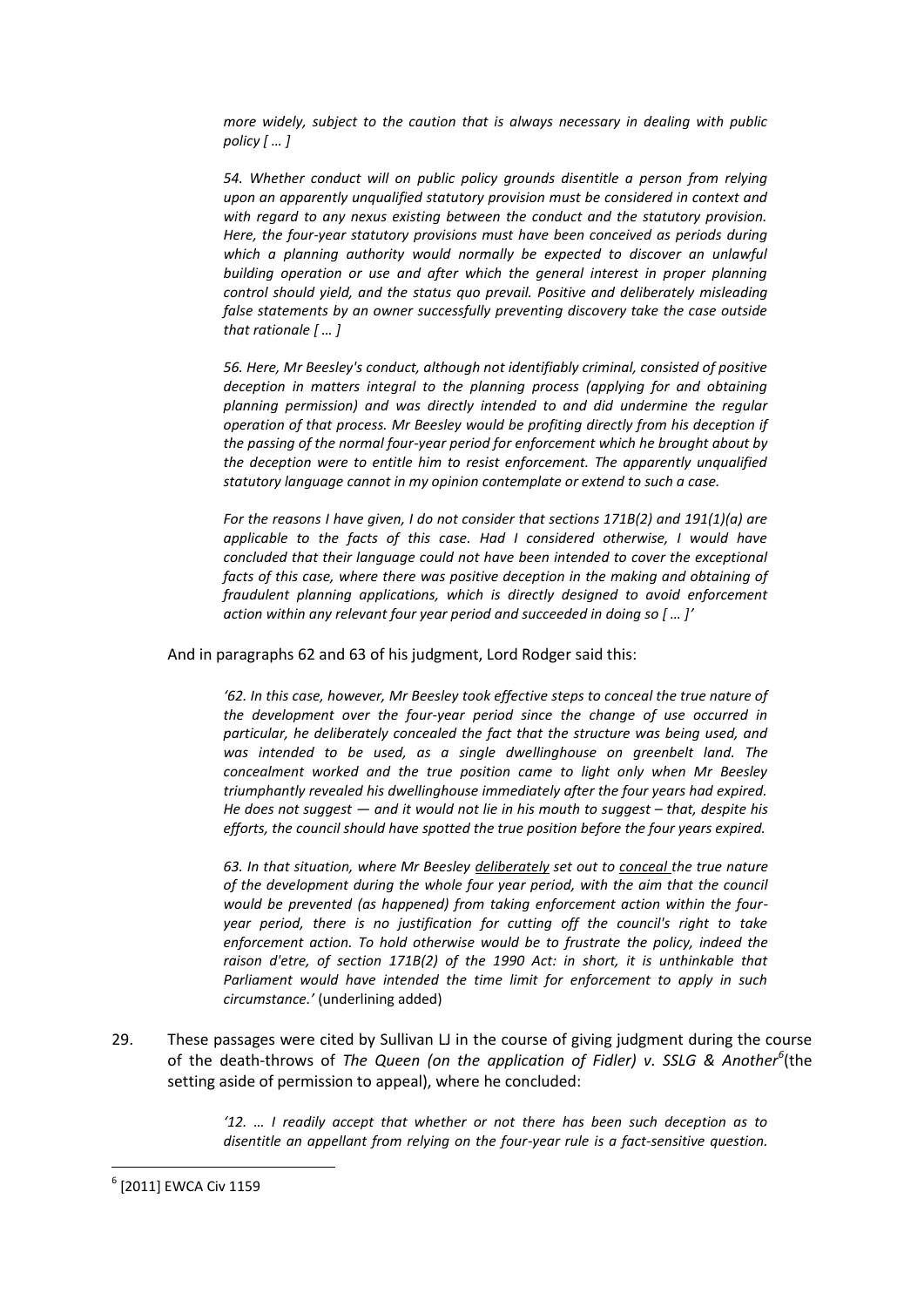*more widely, subject to the caution that is always necessary in dealing with public policy [ … ]*

*54. Whether conduct will on public policy grounds disentitle a person from relying upon an apparently unqualified statutory provision must be considered in context and with regard to any nexus existing between the conduct and the statutory provision. Here, the four-year statutory provisions must have been conceived as periods during which a planning authority would normally be expected to discover an unlawful building operation or use and after which the general interest in proper planning control should yield, and the status quo prevail. Positive and deliberately misleading false statements by an owner successfully preventing discovery take the case outside that rationale [ … ]*

*56. Here, Mr Beesley's conduct, although not identifiably criminal, consisted of positive deception in matters integral to the planning process (applying for and obtaining planning permission) and was directly intended to and did undermine the regular operation of that process. Mr Beesley would be profiting directly from his deception if the passing of the normal four-year period for enforcement which he brought about by the deception were to entitle him to resist enforcement. The apparently unqualified statutory language cannot in my opinion contemplate or extend to such a case.*

*For the reasons I have given, I do not consider that sections 171B(2) and 191(1)(a) are applicable to the facts of this case. Had I considered otherwise, I would have concluded that their language could not have been intended to cover the exceptional facts of this case, where there was positive deception in the making and obtaining of fraudulent planning applications, which is directly designed to avoid enforcement action within any relevant four year period and succeeded in doing so [ … ]'*

And in paragraphs 62 and 63 of his judgment, Lord Rodger said this:

*'62. In this case, however, Mr Beesley took effective steps to conceal the true nature of the development over the four-year period since the change of use occurred in particular, he deliberately concealed the fact that the structure was being used, and was intended to be used, as a single dwellinghouse on greenbelt land. The concealment worked and the true position came to light only when Mr Beesley triumphantly revealed his dwellinghouse immediately after the four years had expired. He does not suggest — and it would not lie in his mouth to suggest – that, despite his efforts, the council should have spotted the true position before the four years expired.*

*63. In that situation, where Mr Beesley* ***deliberately*** *set out to* ***conceal*** *the true nature of the development during the whole four year period, with the aim that the council would be prevented (as happened) from taking enforcement action within the four-year period, there is no justification for cutting off the council's right to take enforcement action. To hold otherwise would be to frustrate the policy, indeed the raison d'etre, of section 171B(2) of the 1990 Act: in short, it is unthinkable that Parliament would have intended the time limit for enforcement to apply in such circumstance.'* (underlining added)

29. These passages were cited by Sullivan LJ in the course of giving judgment during the course of the death-throws of *The Queen (on the application of Fidler) v. SSLG & Another*[6](the setting aside of permission to appeal), where he concluded:

    *'12. … I readily accept that whether or not there has been such deception as to disentitle an appellant from relying on the four-year rule is a fact-sensitive question.*

[6] [2011] EWCA Civ 1159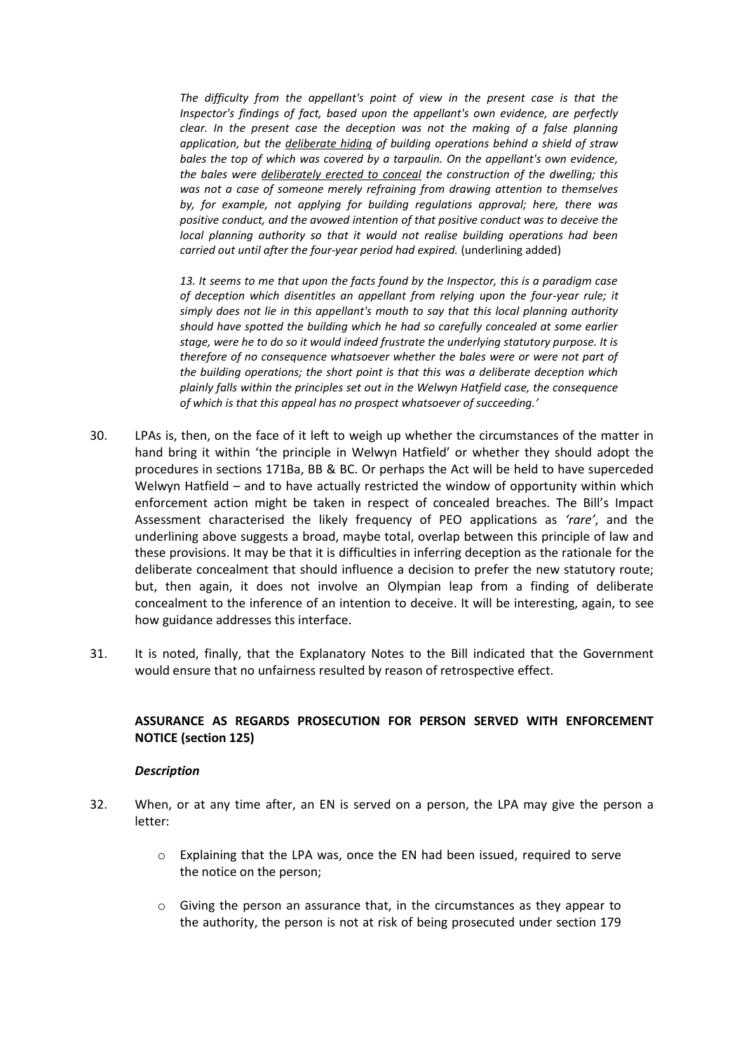*The difficulty from the appellant's point of view in the present case is that the Inspector's findings of fact, based upon the appellant's own evidence, are perfectly clear. In the present case the deception was not the making of a false planning application, but the deliberate hiding of building operations behind a shield of straw bales the top of which was covered by a tarpaulin. On the appellant's own evidence, the bales were deliberately erected to conceal the construction of the dwelling; this was not a case of someone merely refraining from drawing attention to themselves by, for example, not applying for building regulations approval; here, there was positive conduct, and the avowed intention of that positive conduct was to deceive the local planning authority so that it would not realise building operations had been carried out until after the four-year period had expired.* (underlining added)

*13. It seems to me that upon the facts found by the Inspector, this is a paradigm case of deception which disentitles an appellant from relying upon the four-year rule; it simply does not lie in this appellant's mouth to say that this local planning authority should have spotted the building which he had so carefully concealed at some earlier stage, were he to do so it would indeed frustrate the underlying statutory purpose. It is therefore of no consequence whatsoever whether the bales were or were not part of the building operations; the short point is that this was a deliberate deception which plainly falls within the principles set out in the Welwyn Hatfield case, the consequence of which is that this appeal has no prospect whatsoever of succeeding.'*

30. LPAs is, then, on the face of it left to weigh up whether the circumstances of the matter in hand bring it within 'the principle in Welwyn Hatfield' or whether they should adopt the procedures in sections 171Ba, BB & BC. Or perhaps the Act will be held to have superceded Welwyn Hatfield – and to have actually restricted the window of opportunity within which enforcement action might be taken in respect of concealed breaches. The Bill's Impact Assessment characterised the likely frequency of PEO applications as *'rare'*, and the underlining above suggests a broad, maybe total, overlap between this principle of law and these provisions. It may be that it is difficulties in inferring deception as the rationale for the deliberate concealment that should influence a decision to prefer the new statutory route; but, then again, it does not involve an Olympian leap from a finding of deliberate concealment to the inference of an intention to deceive. It will be interesting, again, to see how guidance addresses this interface.

31. It is noted, finally, that the Explanatory Notes to the Bill indicated that the Government would ensure that no unfairness resulted by reason of retrospective effect.

## ASSURANCE AS REGARDS PROSECUTION FOR PERSON SERVED WITH ENFORCEMENT NOTICE (section 125)

### *Description*

32. When, or at any time after, an EN is served on a person, the LPA may give the person a letter:

    - Explaining that the LPA was, once the EN had been issued, required to serve the notice on the person;

    - Giving the person an assurance that, in the circumstances as they appear to the authority, the person is not at risk of being prosecuted under section 179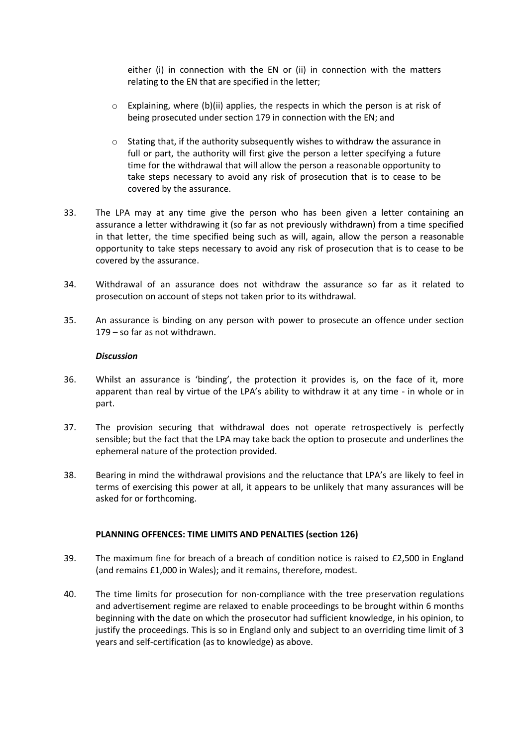either (i) in connection with the EN or (ii) in connection with the matters relating to the EN that are specified in the letter;

- Explaining, where (b)(ii) applies, the respects in which the person is at risk of being prosecuted under section 179 in connection with the EN; and
- Stating that, if the authority subsequently wishes to withdraw the assurance in full or part, the authority will first give the person a letter specifying a future time for the withdrawal that will allow the person a reasonable opportunity to take steps necessary to avoid any risk of prosecution that is to cease to be covered by the assurance.

33. The LPA may at any time give the person who has been given a letter containing an assurance a letter withdrawing it (so far as not previously withdrawn) from a time specified in that letter, the time specified being such as will, again, allow the person a reasonable opportunity to take steps necessary to avoid any risk of prosecution that is to cease to be covered by the assurance.

34. Withdrawal of an assurance does not withdraw the assurance so far as it related to prosecution on account of steps not taken prior to its withdrawal.

35. An assurance is binding on any person with power to prosecute an offence under section 179 – so far as not withdrawn.

***Discussion***

36. Whilst an assurance is 'binding', the protection it provides is, on the face of it, more apparent than real by virtue of the LPA's ability to withdraw it at any time - in whole or in part.

37. The provision securing that withdrawal does not operate retrospectively is perfectly sensible; but the fact that the LPA may take back the option to prosecute and underlines the ephemeral nature of the protection provided.

38. Bearing in mind the withdrawal provisions and the reluctance that LPA's are likely to feel in terms of exercising this power at all, it appears to be unlikely that many assurances will be asked for or forthcoming.

**PLANNING OFFENCES: TIME LIMITS AND PENALTIES (section 126)**

39. The maximum fine for breach of a breach of condition notice is raised to £2,500 in England (and remains £1,000 in Wales); and it remains, therefore, modest.

40. The time limits for prosecution for non-compliance with the tree preservation regulations and advertisement regime are relaxed to enable proceedings to be brought within 6 months beginning with the date on which the prosecutor had sufficient knowledge, in his opinion, to justify the proceedings. This is so in England only and subject to an overriding time limit of 3 years and self-certification (as to knowledge) as above.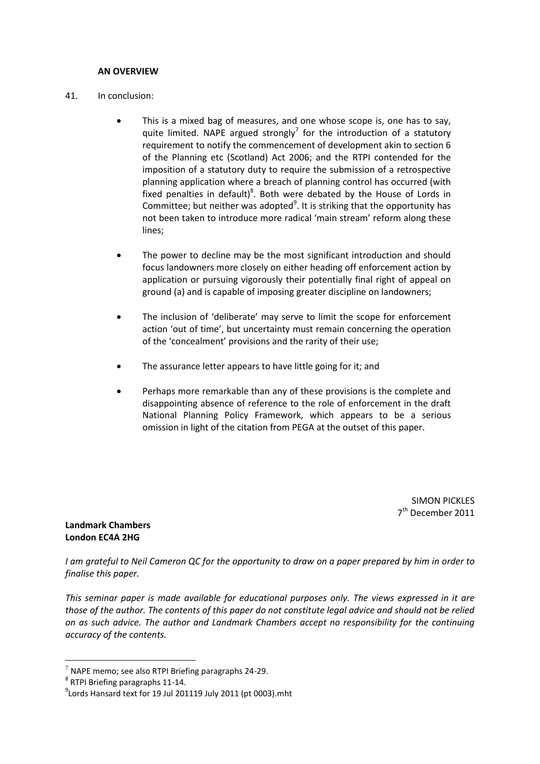**AN OVERVIEW**

41. In conclusion:

- This is a mixed bag of measures, and one whose scope is, one has to say, quite limited. NAPE argued strongly[7] for the introduction of a statutory requirement to notify the commencement of development akin to section 6 of the Planning etc (Scotland) Act 2006; and the RTPI contended for the imposition of a statutory duty to require the submission of a retrospective planning application where a breach of planning control has occurred (with fixed penalties in default)[8]. Both were debated by the House of Lords in Committee; but neither was adopted[9]. It is striking that the opportunity has not been taken to introduce more radical 'main stream' reform along these lines;

- The power to decline may be the most significant introduction and should focus landowners more closely on either heading off enforcement action by application or pursuing vigorously their potentially final right of appeal on ground (a) and is capable of imposing greater discipline on landowners;

- The inclusion of 'deliberate' may serve to limit the scope for enforcement action 'out of time', but uncertainty must remain concerning the operation of the 'concealment' provisions and the rarity of their use;

- The assurance letter appears to have little going for it; and

- Perhaps more remarkable than any of these provisions is the complete and disappointing absence of reference to the role of enforcement in the draft National Planning Policy Framework, which appears to be a serious omission in light of the citation from PEGA at the outset of this paper.

SIMON PICKLES
7th December 2011

**Landmark Chambers**
**London EC4A 2HG**

*I am grateful to Neil Cameron QC for the opportunity to draw on a paper prepared by him in order to finalise this paper.*

*This seminar paper is made available for educational purposes only. The views expressed in it are those of the author. The contents of this paper do not constitute legal advice and should not be relied on as such advice. The author and Landmark Chambers accept no responsibility for the continuing accuracy of the contents.*

---

[7] NAPE memo; see also RTPI Briefing paragraphs 24-29.

[8] RTPI Briefing paragraphs 11-14.

[9] Lords Hansard text for 19 Jul 201119 July 2011 (pt 0003).mht